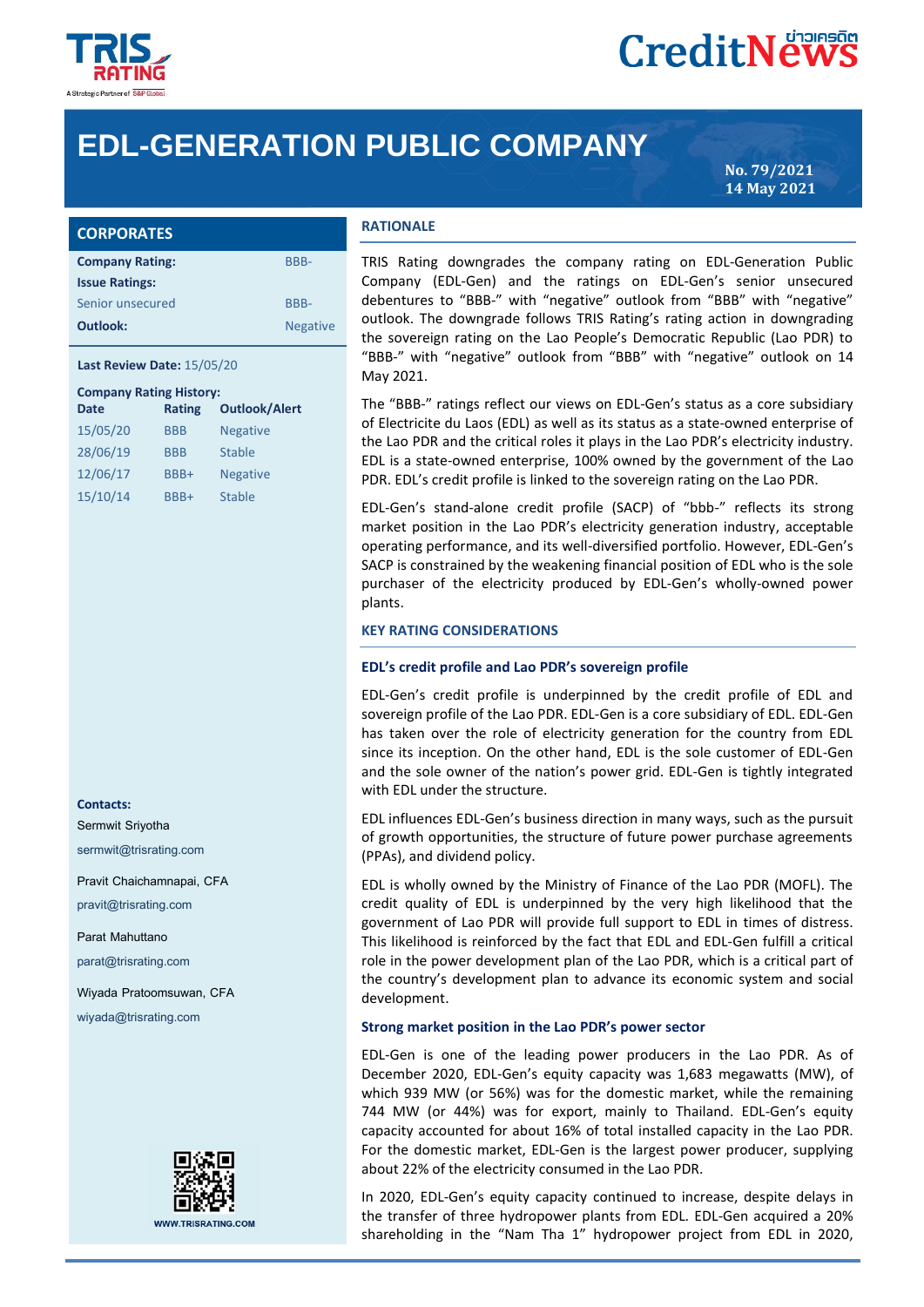# EDL-GENERATION PUBLIC COMPANY

No. 79/2021
14 May 2021

## CORPORATES

| | |
|---|---|
| **Company Rating:** | BBB- |
| **Issue Ratings:** | |
| Senior unsecured | BBB- |
| **Outlook:** | Negative |

**Last Review Date:** 15/05/20

**Company Rating History:**

| Date | Rating | Outlook/Alert |
|---|---|---|
| 15/05/20 | BBB | Negative |
| 28/06/19 | BBB | Stable |
| 12/06/17 | BBB+ | Negative |
| 15/10/14 | BBB+ | Stable |

**Contacts:**

Sermwit Sriyotha
sermwit@trisrating.com

Pravit Chaichamnapai, CFA
pravit@trisrating.com

Parat Mahuttano
parat@trisrating.com

Wiyada Pratoomsuwan, CFA
wiyada@trisrating.com

WWW.TRISRATING.COM

## RATIONALE

TRIS Rating downgrades the company rating on EDL-Generation Public Company (EDL-Gen) and the ratings on EDL-Gen's senior unsecured debentures to "BBB-" with "negative" outlook from "BBB" with "negative" outlook. The downgrade follows TRIS Rating's rating action in downgrading the sovereign rating on the Lao People's Democratic Republic (Lao PDR) to "BBB-" with "negative" outlook from "BBB" with "negative" outlook on 14 May 2021.

The "BBB-" ratings reflect our views on EDL-Gen's status as a core subsidiary of Electricite du Laos (EDL) as well as its status as a state-owned enterprise of the Lao PDR and the critical roles it plays in the Lao PDR's electricity industry. EDL is a state-owned enterprise, 100% owned by the government of the Lao PDR. EDL's credit profile is linked to the sovereign rating on the Lao PDR.

EDL-Gen's stand-alone credit profile (SACP) of "bbb-" reflects its strong market position in the Lao PDR's electricity generation industry, acceptable operating performance, and its well-diversified portfolio. However, EDL-Gen's SACP is constrained by the weakening financial position of EDL who is the sole purchaser of the electricity produced by EDL-Gen's wholly-owned power plants.

## KEY RATING CONSIDERATIONS

### EDL's credit profile and Lao PDR's sovereign profile

EDL-Gen's credit profile is underpinned by the credit profile of EDL and sovereign profile of the Lao PDR. EDL-Gen is a core subsidiary of EDL. EDL-Gen has taken over the role of electricity generation for the country from EDL since its inception. On the other hand, EDL is the sole customer of EDL-Gen and the sole owner of the nation's power grid. EDL-Gen is tightly integrated with EDL under the structure.

EDL influences EDL-Gen's business direction in many ways, such as the pursuit of growth opportunities, the structure of future power purchase agreements (PPAs), and dividend policy.

EDL is wholly owned by the Ministry of Finance of the Lao PDR (MOFL). The credit quality of EDL is underpinned by the very high likelihood that the government of Lao PDR will provide full support to EDL in times of distress. This likelihood is reinforced by the fact that EDL and EDL-Gen fulfill a critical role in the power development plan of the Lao PDR, which is a critical part of the country's development plan to advance its economic system and social development.

### Strong market position in the Lao PDR's power sector

EDL-Gen is one of the leading power producers in the Lao PDR. As of December 2020, EDL-Gen's equity capacity was 1,683 megawatts (MW), of which 939 MW (or 56%) was for the domestic market, while the remaining 744 MW (or 44%) was for export, mainly to Thailand. EDL-Gen's equity capacity accounted for about 16% of total installed capacity in the Lao PDR. For the domestic market, EDL-Gen is the largest power producer, supplying about 22% of the electricity consumed in the Lao PDR.

In 2020, EDL-Gen's equity capacity continued to increase, despite delays in the transfer of three hydropower plants from EDL. EDL-Gen acquired a 20% shareholding in the "Nam Tha 1" hydropower project from EDL in 2020,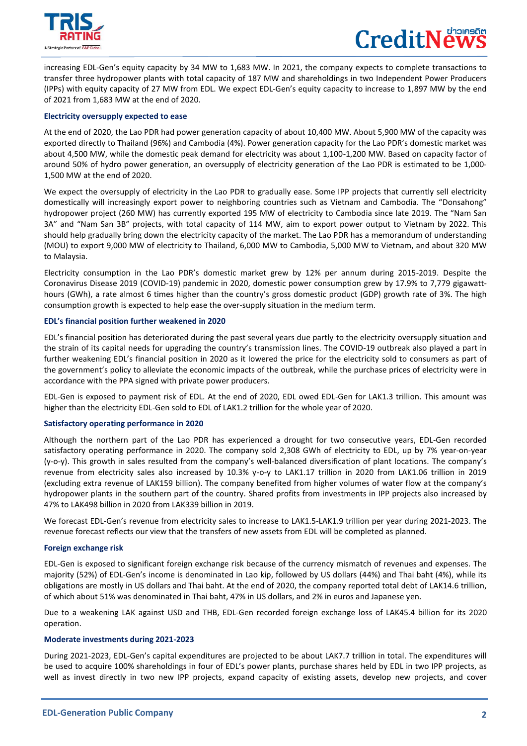increasing EDL-Gen's equity capacity by 34 MW to 1,683 MW. In 2021, the company expects to complete transactions to transfer three hydropower plants with total capacity of 187 MW and shareholdings in two Independent Power Producers (IPPs) with equity capacity of 27 MW from EDL. We expect EDL-Gen's equity capacity to increase to 1,897 MW by the end of 2021 from 1,683 MW at the end of 2020.

**Electricity oversupply expected to ease**

At the end of 2020, the Lao PDR had power generation capacity of about 10,400 MW. About 5,900 MW of the capacity was exported directly to Thailand (96%) and Cambodia (4%). Power generation capacity for the Lao PDR's domestic market was about 4,500 MW, while the domestic peak demand for electricity was about 1,100-1,200 MW. Based on capacity factor of around 50% of hydro power generation, an oversupply of electricity generation of the Lao PDR is estimated to be 1,000-1,500 MW at the end of 2020.

We expect the oversupply of electricity in the Lao PDR to gradually ease. Some IPP projects that currently sell electricity domestically will increasingly export power to neighboring countries such as Vietnam and Cambodia. The "Donsahong" hydropower project (260 MW) has currently exported 195 MW of electricity to Cambodia since late 2019. The "Nam San 3A" and "Nam San 3B" projects, with total capacity of 114 MW, aim to export power output to Vietnam by 2022. This should help gradually bring down the electricity capacity of the market. The Lao PDR has a memorandum of understanding (MOU) to export 9,000 MW of electricity to Thailand, 6,000 MW to Cambodia, 5,000 MW to Vietnam, and about 320 MW to Malaysia.

Electricity consumption in the Lao PDR's domestic market grew by 12% per annum during 2015-2019. Despite the Coronavirus Disease 2019 (COVID-19) pandemic in 2020, domestic power consumption grew by 17.9% to 7,779 gigawatt-hours (GWh), a rate almost 6 times higher than the country's gross domestic product (GDP) growth rate of 3%. The high consumption growth is expected to help ease the over-supply situation in the medium term.

**EDL's financial position further weakened in 2020**

EDL's financial position has deteriorated during the past several years due partly to the electricity oversupply situation and the strain of its capital needs for upgrading the country's transmission lines. The COVID-19 outbreak also played a part in further weakening EDL's financial position in 2020 as it lowered the price for the electricity sold to consumers as part of the government's policy to alleviate the economic impacts of the outbreak, while the purchase prices of electricity were in accordance with the PPA signed with private power producers.

EDL-Gen is exposed to payment risk of EDL. At the end of 2020, EDL owed EDL-Gen for LAK1.3 trillion. This amount was higher than the electricity EDL-Gen sold to EDL of LAK1.2 trillion for the whole year of 2020.

**Satisfactory operating performance in 2020**

Although the northern part of the Lao PDR has experienced a drought for two consecutive years, EDL-Gen recorded satisfactory operating performance in 2020. The company sold 2,308 GWh of electricity to EDL, up by 7% year-on-year (y-o-y). This growth in sales resulted from the company's well-balanced diversification of plant locations. The company's revenue from electricity sales also increased by 10.3% y-o-y to LAK1.17 trillion in 2020 from LAK1.06 trillion in 2019 (excluding extra revenue of LAK159 billion). The company benefited from higher volumes of water flow at the company's hydropower plants in the southern part of the country. Shared profits from investments in IPP projects also increased by 47% to LAK498 billion in 2020 from LAK339 billion in 2019.

We forecast EDL-Gen's revenue from electricity sales to increase to LAK1.5-LAK1.9 trillion per year during 2021-2023. The revenue forecast reflects our view that the transfers of new assets from EDL will be completed as planned.

**Foreign exchange risk**

EDL-Gen is exposed to significant foreign exchange risk because of the currency mismatch of revenues and expenses. The majority (52%) of EDL-Gen's income is denominated in Lao kip, followed by US dollars (44%) and Thai baht (4%), while its obligations are mostly in US dollars and Thai baht. At the end of 2020, the company reported total debt of LAK14.6 trillion, of which about 51% was denominated in Thai baht, 47% in US dollars, and 2% in euros and Japanese yen.

Due to a weakening LAK against USD and THB, EDL-Gen recorded foreign exchange loss of LAK45.4 billion for its 2020 operation.

**Moderate investments during 2021-2023**

During 2021-2023, EDL-Gen's capital expenditures are projected to be about LAK7.7 trillion in total. The expenditures will be used to acquire 100% shareholdings in four of EDL's power plants, purchase shares held by EDL in two IPP projects, as well as invest directly in two new IPP projects, expand capacity of existing assets, develop new projects, and cover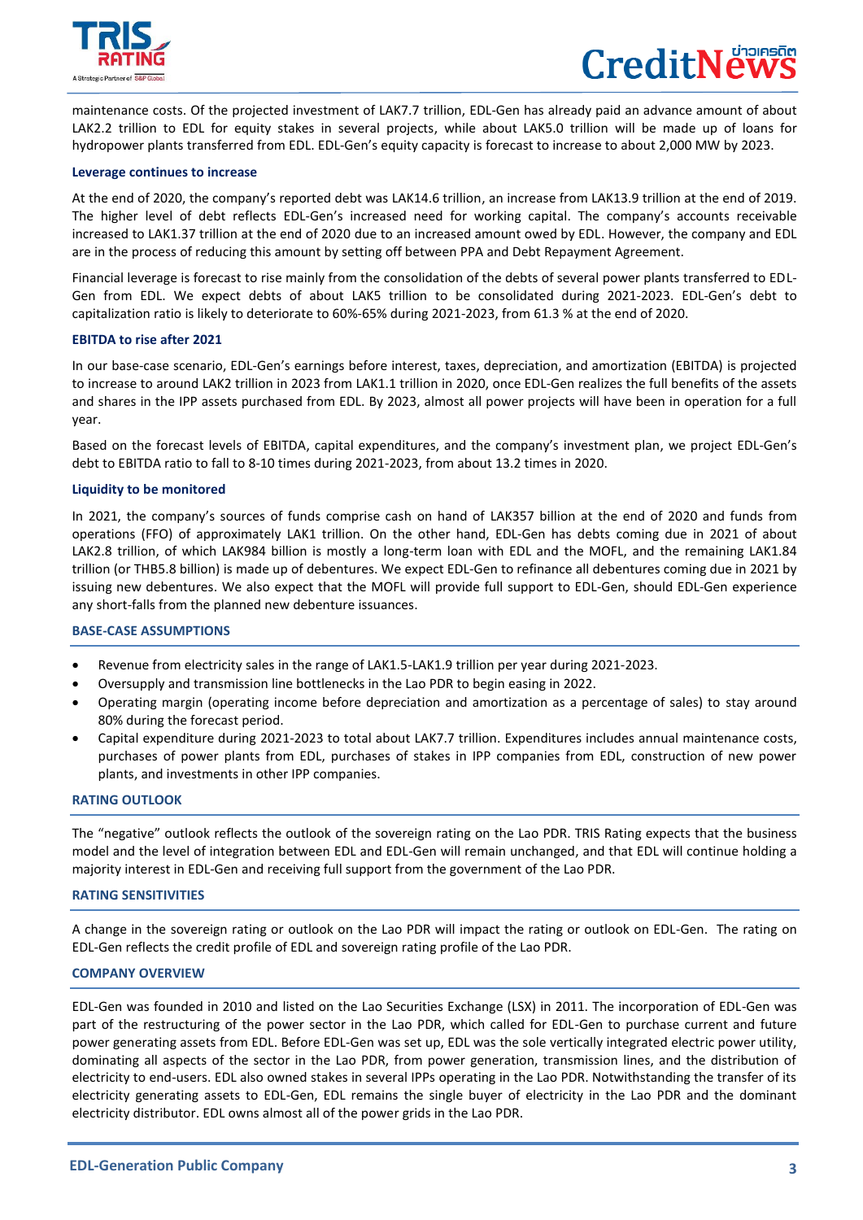maintenance costs. Of the projected investment of LAK7.7 trillion, EDL-Gen has already paid an advance amount of about LAK2.2 trillion to EDL for equity stakes in several projects, while about LAK5.0 trillion will be made up of loans for hydropower plants transferred from EDL. EDL-Gen's equity capacity is forecast to increase to about 2,000 MW by 2023.

**Leverage continues to increase**

At the end of 2020, the company's reported debt was LAK14.6 trillion, an increase from LAK13.9 trillion at the end of 2019. The higher level of debt reflects EDL-Gen's increased need for working capital. The company's accounts receivable increased to LAK1.37 trillion at the end of 2020 due to an increased amount owed by EDL. However, the company and EDL are in the process of reducing this amount by setting off between PPA and Debt Repayment Agreement.

Financial leverage is forecast to rise mainly from the consolidation of the debts of several power plants transferred to EDL-Gen from EDL. We expect debts of about LAK5 trillion to be consolidated during 2021-2023. EDL-Gen's debt to capitalization ratio is likely to deteriorate to 60%-65% during 2021-2023, from 61.3 % at the end of 2020.

**EBITDA to rise after 2021**

In our base-case scenario, EDL-Gen's earnings before interest, taxes, depreciation, and amortization (EBITDA) is projected to increase to around LAK2 trillion in 2023 from LAK1.1 trillion in 2020, once EDL-Gen realizes the full benefits of the assets and shares in the IPP assets purchased from EDL. By 2023, almost all power projects will have been in operation for a full year.

Based on the forecast levels of EBITDA, capital expenditures, and the company's investment plan, we project EDL-Gen's debt to EBITDA ratio to fall to 8-10 times during 2021-2023, from about 13.2 times in 2020.

**Liquidity to be monitored**

In 2021, the company's sources of funds comprise cash on hand of LAK357 billion at the end of 2020 and funds from operations (FFO) of approximately LAK1 trillion. On the other hand, EDL-Gen has debts coming due in 2021 of about LAK2.8 trillion, of which LAK984 billion is mostly a long-term loan with EDL and the MOFL, and the remaining LAK1.84 trillion (or THB5.8 billion) is made up of debentures. We expect EDL-Gen to refinance all debentures coming due in 2021 by issuing new debentures. We also expect that the MOFL will provide full support to EDL-Gen, should EDL-Gen experience any short-falls from the planned new debenture issuances.

## BASE-CASE ASSUMPTIONS

- Revenue from electricity sales in the range of LAK1.5-LAK1.9 trillion per year during 2021-2023.
- Oversupply and transmission line bottlenecks in the Lao PDR to begin easing in 2022.
- Operating margin (operating income before depreciation and amortization as a percentage of sales) to stay around 80% during the forecast period.
- Capital expenditure during 2021-2023 to total about LAK7.7 trillion. Expenditures includes annual maintenance costs, purchases of power plants from EDL, purchases of stakes in IPP companies from EDL, construction of new power plants, and investments in other IPP companies.

## RATING OUTLOOK

The "negative" outlook reflects the outlook of the sovereign rating on the Lao PDR. TRIS Rating expects that the business model and the level of integration between EDL and EDL-Gen will remain unchanged, and that EDL will continue holding a majority interest in EDL-Gen and receiving full support from the government of the Lao PDR.

## RATING SENSITIVITIES

A change in the sovereign rating or outlook on the Lao PDR will impact the rating or outlook on EDL-Gen. The rating on EDL-Gen reflects the credit profile of EDL and sovereign rating profile of the Lao PDR.

## COMPANY OVERVIEW

EDL-Gen was founded in 2010 and listed on the Lao Securities Exchange (LSX) in 2011. The incorporation of EDL-Gen was part of the restructuring of the power sector in the Lao PDR, which called for EDL-Gen to purchase current and future power generating assets from EDL. Before EDL-Gen was set up, EDL was the sole vertically integrated electric power utility, dominating all aspects of the sector in the Lao PDR, from power generation, transmission lines, and the distribution of electricity to end-users. EDL also owned stakes in several IPPs operating in the Lao PDR. Notwithstanding the transfer of its electricity generating assets to EDL-Gen, EDL remains the single buyer of electricity in the Lao PDR and the dominant electricity distributor. EDL owns almost all of the power grids in the Lao PDR.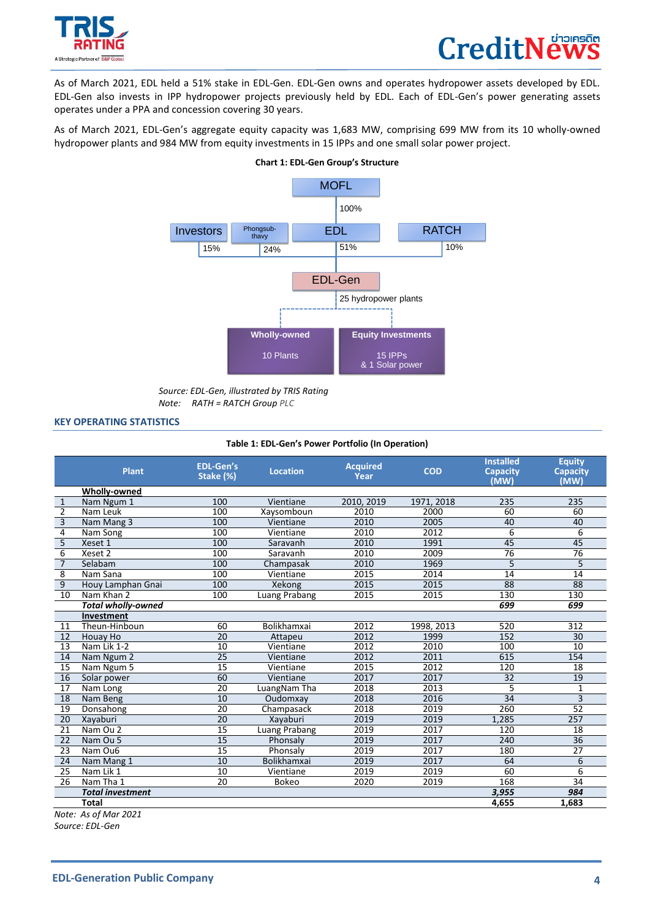As of March 2021, EDL held a 51% stake in EDL-Gen. EDL-Gen owns and operates hydropower assets developed by EDL. EDL-Gen also invests in IPP hydropower projects previously held by EDL. Each of EDL-Gen's power generating assets operates under a PPA and concession covering 30 years.

As of March 2021, EDL-Gen's aggregate equity capacity was 1,683 MW, comprising 699 MW from its 10 wholly-owned hydropower plants and 984 MW from equity investments in 15 IPPs and one small solar power project.

**Chart 1: EDL-Gen Group's Structure**

- MOFL → EDL: 100%
- Investors: 15%; Phongsubthavy: 24%; EDL: 51%; RATCH: 10% → EDL-Gen
- EDL-Gen: 25 hydropower plants
  - Wholly-owned: 10 Plants
  - Equity Investments: 15 IPPs & 1 Solar power

*Source: EDL-Gen, illustrated by TRIS Rating*
*Note: RATH = RATCH Group PLC*

## KEY OPERATING STATISTICS

**Table 1: EDL-Gen's Power Portfolio (In Operation)**

| | Plant | EDL-Gen's Stake (%) | Location | Acquired Year | COD | Installed Capacity (MW) | Equity Capacity (MW) |
|---|---|---|---|---|---|---|---|
| | **Wholly-owned** | | | | | | |
| 1 | Nam Ngum 1 | 100 | Vientiane | 2010, 2019 | 1971, 2018 | 235 | 235 |
| 2 | Nam Leuk | 100 | Xaysomboun | 2010 | 2000 | 60 | 60 |
| 3 | Nam Mang 3 | 100 | Vientiane | 2010 | 2005 | 40 | 40 |
| 4 | Nam Song | 100 | Vientiane | 2010 | 2012 | 6 | 6 |
| 5 | Xeset 1 | 100 | Saravanh | 2010 | 1991 | 45 | 45 |
| 6 | Xeset 2 | 100 | Saravanh | 2010 | 2009 | 76 | 76 |
| 7 | Selabam | 100 | Champasak | 2010 | 1969 | 5 | 5 |
| 8 | Nam Sana | 100 | Vientiane | 2015 | 2014 | 14 | 14 |
| 9 | Houy Lamphan Gnai | 100 | Xekong | 2015 | 2015 | 88 | 88 |
| 10 | Nam Khan 2 | 100 | Luang Prabang | 2015 | 2015 | 130 | 130 |
| | ***Total wholly-owned*** | | | | | ***699*** | ***699*** |
| | **Investment** | | | | | | |
| 11 | Theun-Hinboun | 60 | Bolikhamxai | 2012 | 1998, 2013 | 520 | 312 |
| 12 | Houay Ho | 20 | Attapeu | 2012 | 1999 | 152 | 30 |
| 13 | Nam Lik 1-2 | 10 | Vientiane | 2012 | 2010 | 100 | 10 |
| 14 | Nam Ngum 2 | 25 | Vientiane | 2012 | 2011 | 615 | 154 |
| 15 | Nam Ngum 5 | 15 | Vientiane | 2015 | 2012 | 120 | 18 |
| 16 | Solar power | 60 | Vientiane | 2017 | 2017 | 32 | 19 |
| 17 | Nam Long | 20 | LuangNam Tha | 2018 | 2013 | 5 | 1 |
| 18 | Nam Beng | 10 | Oudomxay | 2018 | 2016 | 34 | 3 |
| 19 | Donsahong | 20 | Champasack | 2018 | 2019 | 260 | 52 |
| 20 | Xayaburi | 20 | Xayaburi | 2019 | 2019 | 1,285 | 257 |
| 21 | Nam Ou 2 | 15 | Luang Prabang | 2019 | 2017 | 120 | 18 |
| 22 | Nam Ou 5 | 15 | Phonsaly | 2019 | 2017 | 240 | 36 |
| 23 | Nam Ou6 | 15 | Phonsaly | 2019 | 2017 | 180 | 27 |
| 24 | Nam Mang 1 | 10 | Bolikhamxai | 2019 | 2017 | 64 | 6 |
| 25 | Nam Lik 1 | 10 | Vientiane | 2019 | 2019 | 60 | 6 |
| 26 | Nam Tha 1 | 20 | Bokeo | 2020 | 2019 | 168 | 34 |
| | ***Total investment*** | | | | | ***3,955*** | ***984*** |
| | **Total** | | | | | **4,655** | **1,683** |

*Note: As of Mar 2021*
*Source: EDL-Gen*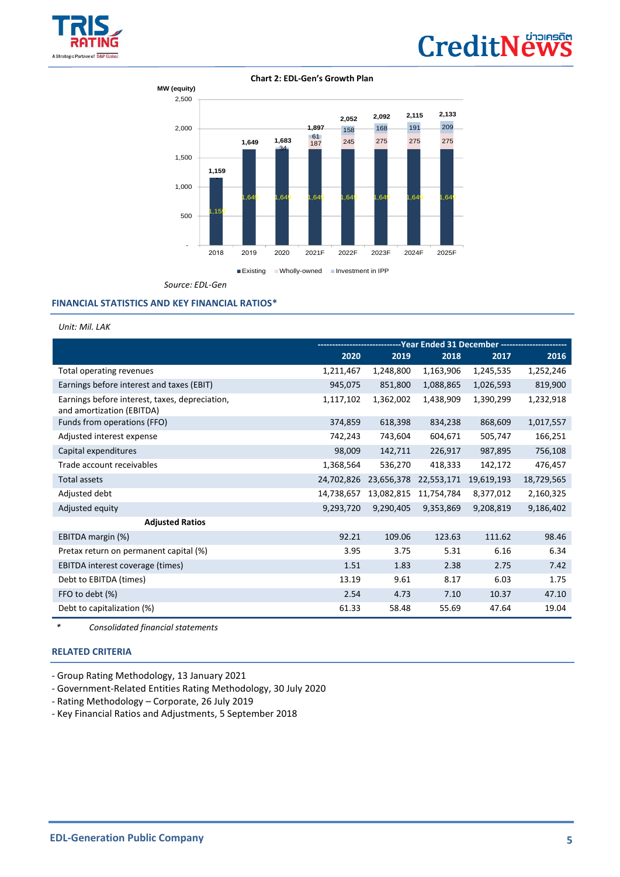**Chart 2: EDL-Gen's Growth Plan**

MW (equity)

| Year | Existing | Wholly-owned | Investment in IPP | Total |
|---|---|---|---|---|
| 2018 | 1,159 | | | 1,159 |
| 2019 | 1,649 | | | 1,649 |
| 2020 | 1,649 | | 34 | 1,683 |
| 2021F | 1,649 | 187 | 61 | 1,897 |
| 2022F | 1,649 | 245 | 158 | 2,052 |
| 2023F | 1,649 | 275 | 168 | 2,092 |
| 2024F | 1,649 | 275 | 191 | 2,115 |
| 2025F | 1,649 | 275 | 209 | 2,133 |

*Source: EDL-Gen*

## FINANCIAL STATISTICS AND KEY FINANCIAL RATIOS*

*Unit: Mil. LAK*

| | -----Year Ended 31 December----- | | | | |
|---|---|---|---|---|---|
| | 2020 | 2019 | 2018 | 2017 | 2016 |
| Total operating revenues | 1,211,467 | 1,248,800 | 1,163,906 | 1,245,535 | 1,252,246 |
| Earnings before interest and taxes (EBIT) | 945,075 | 851,800 | 1,088,865 | 1,026,593 | 819,900 |
| Earnings before interest, taxes, depreciation, and amortization (EBITDA) | 1,117,102 | 1,362,002 | 1,438,909 | 1,390,299 | 1,232,918 |
| Funds from operations (FFO) | 374,859 | 618,398 | 834,238 | 868,609 | 1,017,557 |
| Adjusted interest expense | 742,243 | 743,604 | 604,671 | 505,747 | 166,251 |
| Capital expenditures | 98,009 | 142,711 | 226,917 | 987,895 | 756,108 |
| Trade account receivables | 1,368,564 | 536,270 | 418,333 | 142,172 | 476,457 |
| Total assets | 24,702,826 | 23,656,378 | 22,553,171 | 19,619,193 | 18,729,565 |
| Adjusted debt | 14,738,657 | 13,082,815 | 11,754,784 | 8,377,012 | 2,160,325 |
| Adjusted equity | 9,293,720 | 9,290,405 | 9,353,869 | 9,208,819 | 9,186,402 |
| **Adjusted Ratios** | | | | | |
| EBITDA margin (%) | 92.21 | 109.06 | 123.63 | 111.62 | 98.46 |
| Pretax return on permanent capital (%) | 3.95 | 3.75 | 5.31 | 6.16 | 6.34 |
| EBITDA interest coverage (times) | 1.51 | 1.83 | 2.38 | 2.75 | 7.42 |
| Debt to EBITDA (times) | 13.19 | 9.61 | 8.17 | 6.03 | 1.75 |
| FFO to debt (%) | 2.54 | 4.73 | 7.10 | 10.37 | 47.10 |
| Debt to capitalization (%) | 61.33 | 58.48 | 55.69 | 47.64 | 19.04 |

\* *Consolidated financial statements*

## RELATED CRITERIA

- Group Rating Methodology, 13 January 2021
- Government-Related Entities Rating Methodology, 30 July 2020
- Rating Methodology – Corporate, 26 July 2019
- Key Financial Ratios and Adjustments, 5 September 2018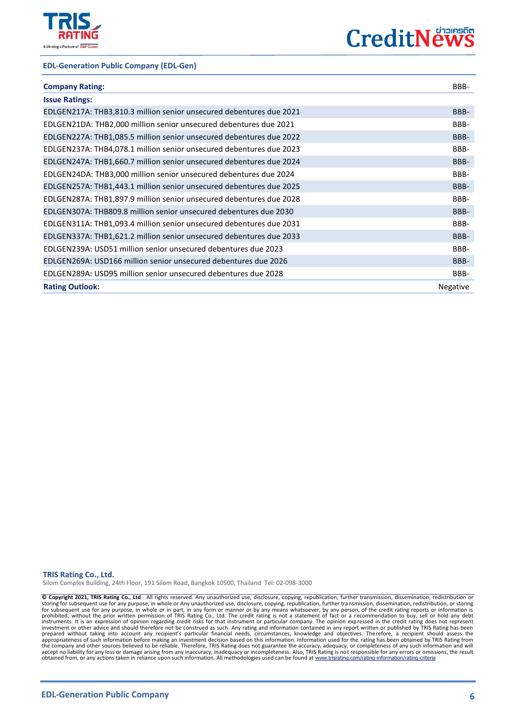**EDL-Generation Public Company (EDL-Gen)**

| | |
|---|---|
| **Company Rating:** | BBB- |
| **Issue Ratings:** | |
| EDLGEN217A: THB3,810.3 million senior unsecured debentures due 2021 | BBB- |
| EDLGEN21DA: THB2,000 million senior unsecured debentures due 2021 | BBB- |
| EDLGEN227A: THB1,085.5 million senior unsecured debentures due 2022 | BBB- |
| EDLGEN237A: THB4,078.1 million senior unsecured debentures due 2023 | BBB- |
| EDLGEN247A: THB1,660.7 million senior unsecured debentures due 2024 | BBB- |
| EDLGEN24DA: THB3,000 million senior unsecured debentures due 2024 | BBB- |
| EDLGEN257A: THB1,443.1 million senior unsecured debentures due 2025 | BBB- |
| EDLGEN287A: THB1,897.9 million senior unsecured debentures due 2028 | BBB- |
| EDLGEN307A: THB809.8 million senior unsecured debentures due 2030 | BBB- |
| EDLGEN311A: THB1,093.4 million senior unsecured debentures due 2031 | BBB- |
| EDLGEN337A: THB1,621.2 million senior unsecured debentures due 2033 | BBB- |
| EDLGEN239A: USD51 million senior unsecured debentures due 2023 | BBB- |
| EDLGEN269A: USD166 million senior unsecured debentures due 2026 | BBB- |
| EDLGEN289A: USD95 million senior unsecured debentures due 2028 | BBB- |
| **Rating Outlook:** | Negative |

**TRIS Rating Co., Ltd.**
Silom Complex Building, 24th Floor, 191 Silom Road, Bangkok 10500, Thailand Tel: 02-098-3000

**© Copyright 2021, TRIS Rating Co., Ltd**. All rights reserved. Any unauthorized use, disclosure, copying, republication, further transmission, dissemination, redistribution or storing for subsequent use for any purpose, in whole or Any unauthorized use, disclosure, copying, republication, further transmission, dissemination, redistribution, or storing for subsequent use for any purpose, in whole or in part, in any form or manner or by any means whatsoever, by any person, of the credit rating reports or information is prohibited, without the prior written permission of TRIS Rating Co., Ltd. The credit rating is not a statement of fact or a recommendation to buy, sell or hold any debt instruments. It is an expression of opinion regarding credit risks for that instrument or particular company. The opinion expressed in the credit rating does not represent investment or other advice and should therefore not be construed as such. Any rating and information contained in any report written or published by TRIS Rating has been prepared without taking into account any recipient's particular financial needs, circumstances, knowledge and objectives. Therefore, a recipient should assess the appropriateness of such information before making an investment decision based on this information. Information used for the rating has been obtained by TRIS Rating from the company and other sources believed to be reliable. Therefore, TRIS Rating does not guarantee the accuracy, adequacy, or completeness of any such information and will accept no liability for any loss or damage arising from any inaccuracy, inadequacy or incompleteness. Also, TRIS Rating is not responsible for any errors or omissions, the result obtained from, or any actions taken in reliance upon such information. All methodologies used can be found at www.trisrating.com/rating-information/rating-criteria